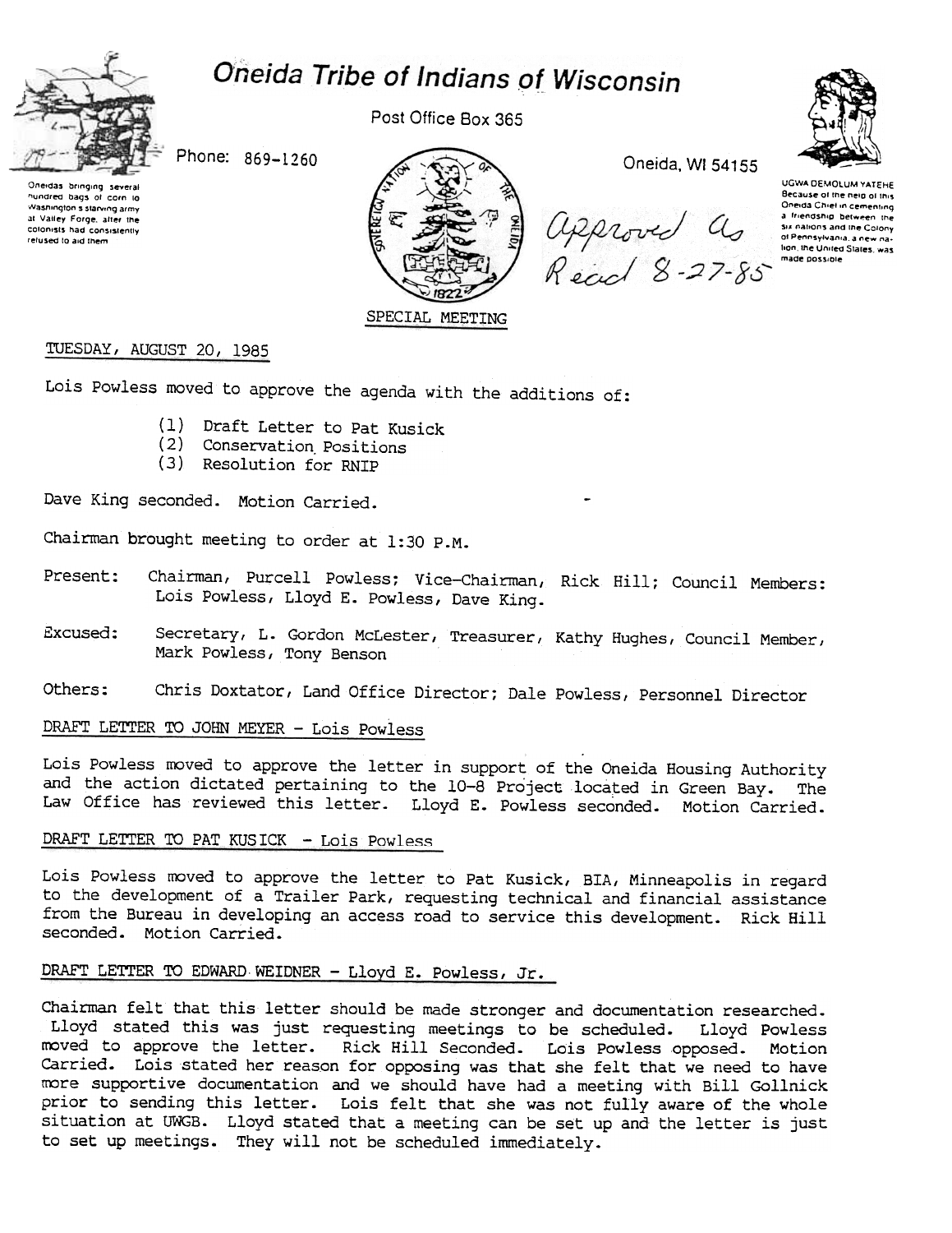# Oneida Tribe of Indians of Wisconsin

Post Office Box 365

Phone: 869-1260

Oneida, WI 54155

Oneidas bringing several hundred bags of corn to Washington's starving army at Valley Forge, after the colonists had consistently refused to aid them

UGWA DEMOLUM YATEHE Because of the help of this Oneida Chief in cementing a friendship between the six nations and the Colony of Pennsylvania, a new nation, the United States, was made possible

Approved as Read 8-27-85

SPECIAL MEETING

TUESDAY, AUGUST 20, 1985

Lois Powless moved to approve the agenda with the additions of:

(1) Draft Letter to Pat Kusick
(2) Conservation Positions
(3) Resolution for RNIP

Dave King seconded. Motion Carried.

Chairman brought meeting to order at 1:30 P.M.

Present: Chairman, Purcell Powless; Vice-Chairman, Rick Hill; Council Members: Lois Powless, Lloyd E. Powless, Dave King.

Excused: Secretary, L. Gordon McLester, Treasurer, Kathy Hughes, Council Member, Mark Powless, Tony Benson

Others: Chris Doxtator, Land Office Director; Dale Powless, Personnel Director

## DRAFT LETTER TO JOHN MEYER - Lois Powless

Lois Powless moved to approve the letter in support of the Oneida Housing Authority and the action dictated pertaining to the 10-8 Project located in Green Bay. The Law Office has reviewed this letter. Lloyd E. Powless seconded. Motion Carried.

## DRAFT LETTER TO PAT KUSICK - Lois Powless

Lois Powless moved to approve the letter to Pat Kusick, BIA, Minneapolis in regard to the development of a Trailer Park, requesting technical and financial assistance from the Bureau in developing an access road to service this development. Rick Hill seconded. Motion Carried.

## DRAFT LETTER TO EDWARD WEIDNER - Lloyd E. Powless, Jr.

Chairman felt that this letter should be made stronger and documentation researched. Lloyd stated this was just requesting meetings to be scheduled. Lloyd Powless moved to approve the letter. Rick Hill Seconded. Lois Powless opposed. Motion Carried. Lois stated her reason for opposing was that she felt that we need to have more supportive documentation and we should have had a meeting with Bill Gollnick prior to sending this letter. Lois felt that she was not fully aware of the whole situation at UWGB. Lloyd stated that a meeting can be set up and the letter is just to set up meetings. They will not be scheduled immediately.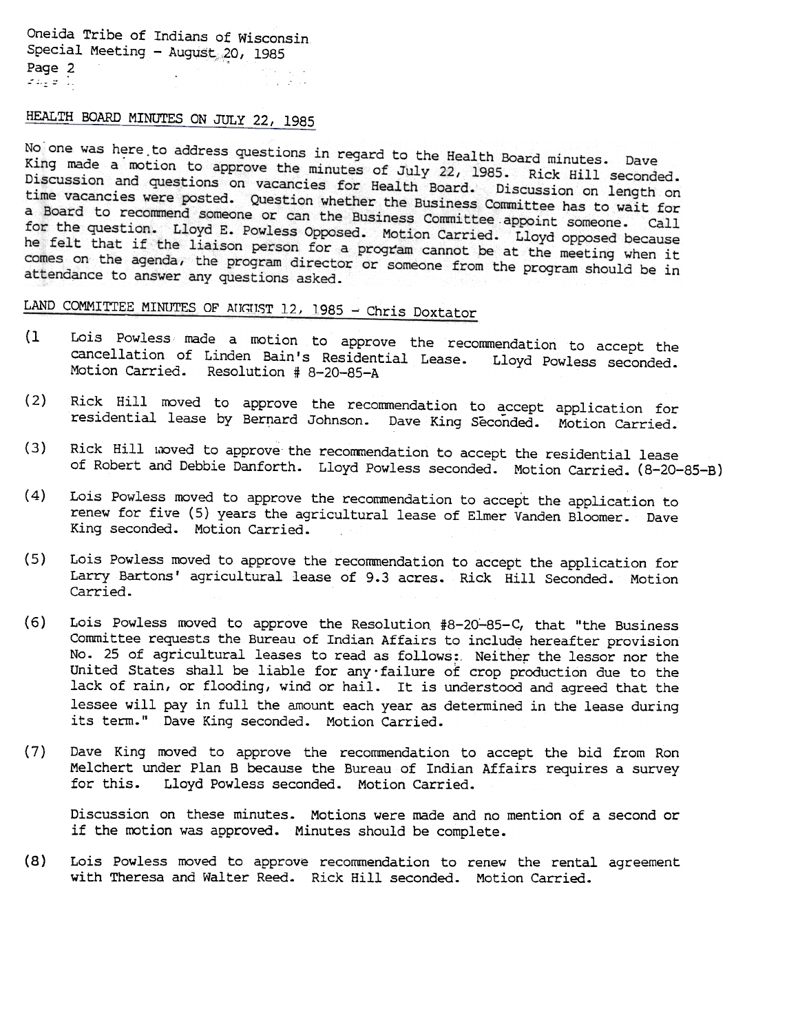## HEALTH BOARD MINUTES ON JULY 22, 1985

No one was here to address questions in regard to the Health Board minutes. Dave King made a motion to approve the minutes of July 22, 1985. Rick Hill seconded. Discussion and questions on vacancies for Health Board. Discussion on length on time vacancies were posted. Question whether the Business Committee has to wait for a Board to recommend someone or can the Business Committee appoint someone. Call for the question. Lloyd E. Powless Opposed. Motion Carried. Lloyd opposed because he felt that if the liaison person for a program cannot be at the meeting when it comes on the agenda, the program director or someone from the program should be in attendance to answer any questions asked.

## LAND COMMITTEE MINUTES OF AUGUST 12, 1985 - Chris Doxtator

(1 Lois Powless made a motion to approve the recommendation to accept the cancellation of Linden Bain's Residential Lease. Lloyd Powless seconded. Motion Carried. Resolution # 8-20-85-A

(2) Rick Hill moved to approve the recommendation to accept application for residential lease by Bernard Johnson. Dave King Seconded. Motion Carried.

(3) Rick Hill moved to approve the recommendation to accept the residential lease of Robert and Debbie Danforth. Lloyd Powless seconded. Motion Carried. (8-20-85-B)

(4) Lois Powless moved to approve the recommendation to accept the application to renew for five (5) years the agricultural lease of Elmer Vanden Bloomer. Dave King seconded. Motion Carried.

(5) Lois Powless moved to approve the recommendation to accept the application for Larry Bartons' agricultural lease of 9.3 acres. Rick Hill Seconded. Motion Carried.

(6) Lois Powless moved to approve the Resolution #8-20-85-C, that "the Business Committee requests the Bureau of Indian Affairs to include hereafter provision No. 25 of agricultural leases to read as follows:. Neither the lessor nor the United States shall be liable for any failure of crop production due to the lack of rain, or flooding, wind or hail. It is understood and agreed that the lessee will pay in full the amount each year as determined in the lease during its term." Dave King seconded. Motion Carried.

(7) Dave King moved to approve the recommendation to accept the bid from Ron Melchert under Plan B because the Bureau of Indian Affairs requires a survey for this. Lloyd Powless seconded. Motion Carried.

Discussion on these minutes. Motions were made and no mention of a second or if the motion was approved. Minutes should be complete.

(8) Lois Powless moved to approve recommendation to renew the rental agreement with Theresa and Walter Reed. Rick Hill seconded. Motion Carried.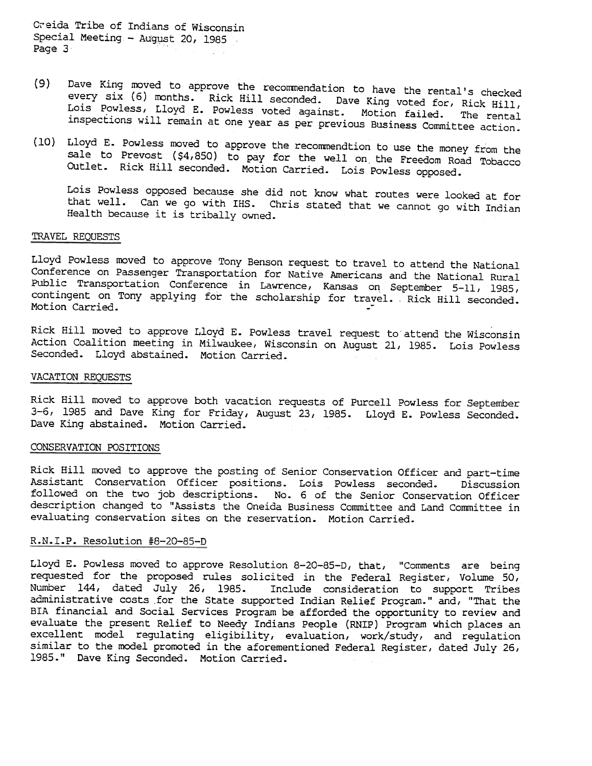(9) Dave King moved to approve the recommendation to have the rental's checked every six (6) months. Rick Hill seconded. Dave King voted for, Rick Hill, Lois Powless, Lloyd E. Powless voted against. Motion failed. The rental inspections will remain at one year as per previous Business Committee action.

(10) Lloyd E. Powless moved to approve the recommendtion to use the money from the sale to Prevost ($4,850) to pay for the well on the Freedom Road Tobacco Outlet. Rick Hill seconded. Motion Carried. Lois Powless opposed.

Lois Powless opposed because she did not know what routes were looked at for that well. Can we go with IHS. Chris stated that we cannot go with Indian Health because it is tribally owned.

## TRAVEL REQUESTS

Lloyd Powless moved to approve Tony Benson request to travel to attend the National Conference on Passenger Transportation for Native Americans and the National Rural Public Transportation Conference in Lawrence, Kansas on September 5-11, 1985, contingent on Tony applying for the scholarship for travel. Rick Hill seconded. Motion Carried.

Rick Hill moved to approve Lloyd E. Powless travel request to attend the Wisconsin Action Coalition meeting in Milwaukee, Wisconsin on August 21, 1985. Lois Powless Seconded. Lloyd abstained. Motion Carried.

## VACATION REQUESTS

Rick Hill moved to approve both vacation requests of Purcell Powless for September 3-6, 1985 and Dave King for Friday, August 23, 1985. Lloyd E. Powless Seconded. Dave King abstained. Motion Carried.

## CONSERVATION POSITIONS

Rick Hill moved to approve the posting of Senior Conservation Officer and part-time Assistant Conservation Officer positions. Lois Powless seconded. Discussion followed on the two job descriptions. No. 6 of the Senior Conservation Officer description changed to "Assists the Oneida Business Committee and Land Committee in evaluating conservation sites on the reservation. Motion Carried.

## R.N.I.P. Resolution #8-20-85-D

Lloyd E. Powless moved to approve Resolution 8-20-85-D, that, "Comments are being requested for the proposed rules solicited in the Federal Register, Volume 50, Number 144, dated July 26, 1985. Include consideration to support Tribes administrative costs for the State supported Indian Relief Program." and, "That the BIA financial and Social Services Program be afforded the opportunity to review and evaluate the present Relief to Needy Indians People (RNIP) Program which places an excellent model regulating eligibility, evaluation, work/study, and regulation similar to the model promoted in the aforementioned Federal Register, dated July 26, 1985." Dave King Seconded. Motion Carried.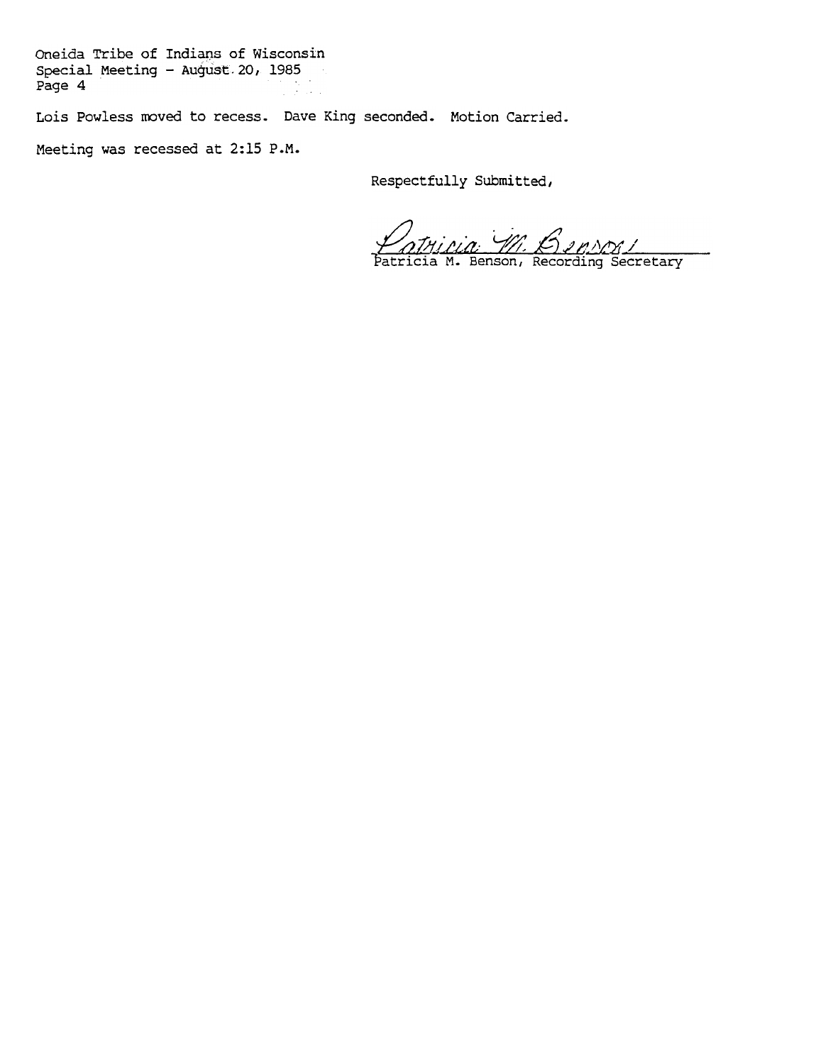Lois Powless moved to recess. Dave King seconded. Motion Carried.

Meeting was recessed at 2:15 P.M.

Respectfully Submitted,

Patricia M. Benson

Patricia M. Benson, Recording Secretary